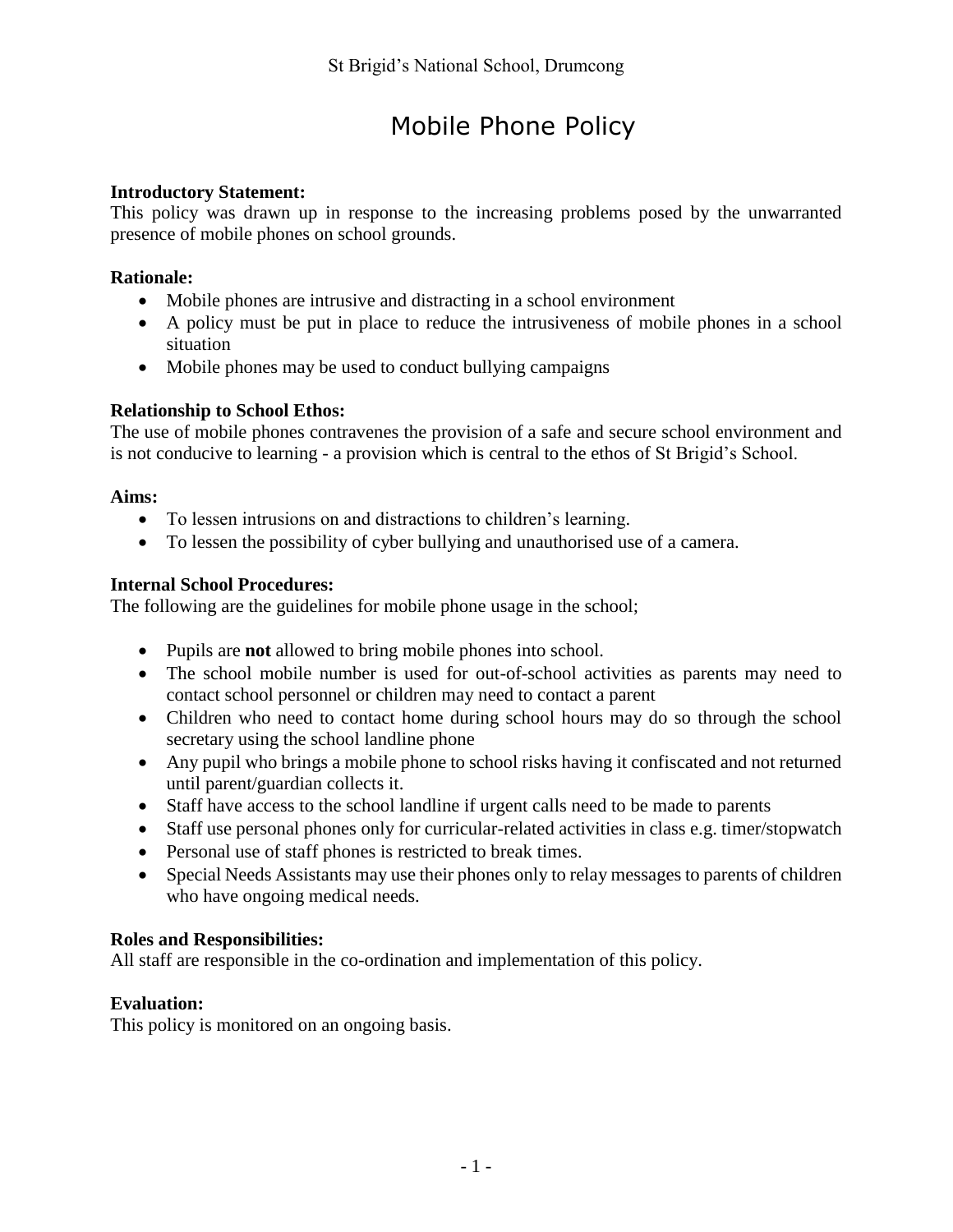St Brigid's National School, Drumcong

# Mobile Phone Policy

**Introductory Statement:**
This policy was drawn up in response to the increasing problems posed by the unwarranted presence of mobile phones on school grounds.

**Rationale:**

- Mobile phones are intrusive and distracting in a school environment
- A policy must be put in place to reduce the intrusiveness of mobile phones in a school situation
- Mobile phones may be used to conduct bullying campaigns

**Relationship to School Ethos:**
The use of mobile phones contravenes the provision of a safe and secure school environment and is not conducive to learning - a provision which is central to the ethos of St Brigid's School.

**Aims:**

- To lessen intrusions on and distractions to children's learning.
- To lessen the possibility of cyber bullying and unauthorised use of a camera.

**Internal School Procedures:**
The following are the guidelines for mobile phone usage in the school;

- Pupils are **not** allowed to bring mobile phones into school.
- The school mobile number is used for out-of-school activities as parents may need to contact school personnel or children may need to contact a parent
- Children who need to contact home during school hours may do so through the school secretary using the school landline phone
- Any pupil who brings a mobile phone to school risks having it confiscated and not returned until parent/guardian collects it.
- Staff have access to the school landline if urgent calls need to be made to parents
- Staff use personal phones only for curricular-related activities in class e.g. timer/stopwatch
- Personal use of staff phones is restricted to break times.
- Special Needs Assistants may use their phones only to relay messages to parents of children who have ongoing medical needs.

**Roles and Responsibilities:**
All staff are responsible in the co-ordination and implementation of this policy.

**Evaluation:**
This policy is monitored on an ongoing basis.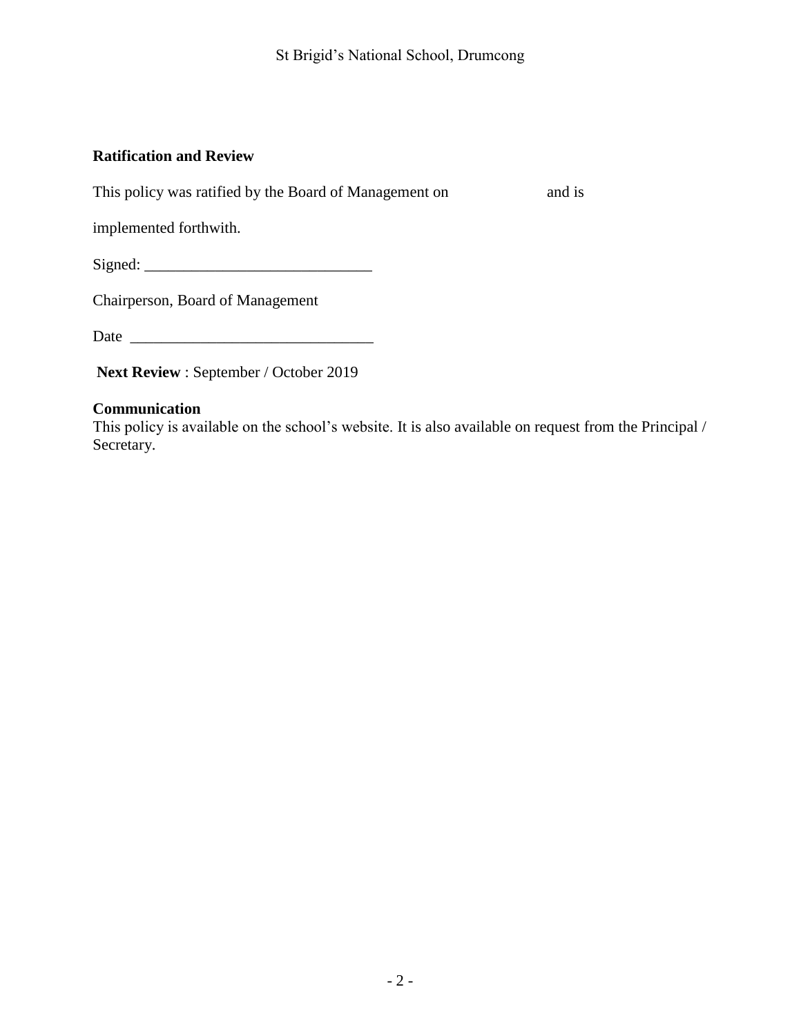**Ratification and Review**

This policy was ratified by the Board of Management on                    and is

implemented forthwith.

Signed: _____________________________

Chairperson, Board of Management

Date _______________________________

**Next Review** : September / October 2019

**Communication**

This policy is available on the school's website. It is also available on request from the Principal / Secretary.